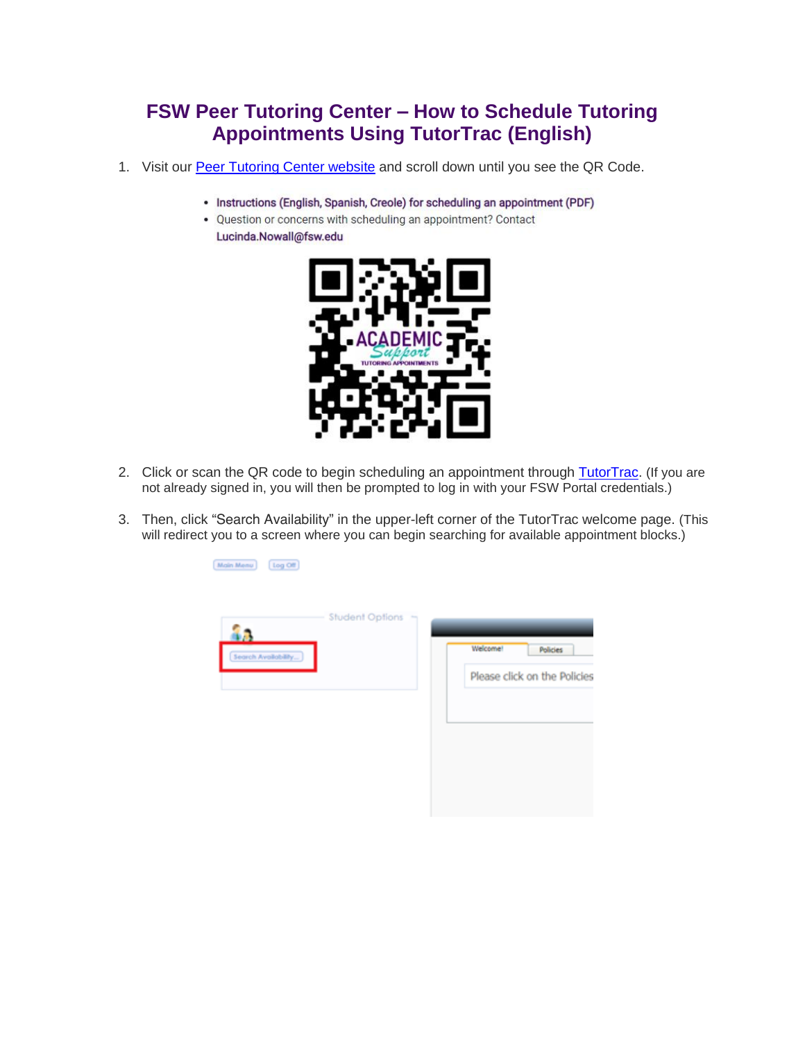# FSW Peer Tutoring Center – How to Schedule Tutoring Appointments Using TutorTrac (English)

1. Visit our Peer Tutoring Center website and scroll down until you see the QR Code.

2. Click or scan the QR code to begin scheduling an appointment through TutorTrac. (If you are not already signed in, you will then be prompted to log in with your FSW Portal credentials.)

3. Then, click "Search Availability" in the upper-left corner of the TutorTrac welcome page. (This will redirect you to a screen where you can begin searching for available appointment blocks.)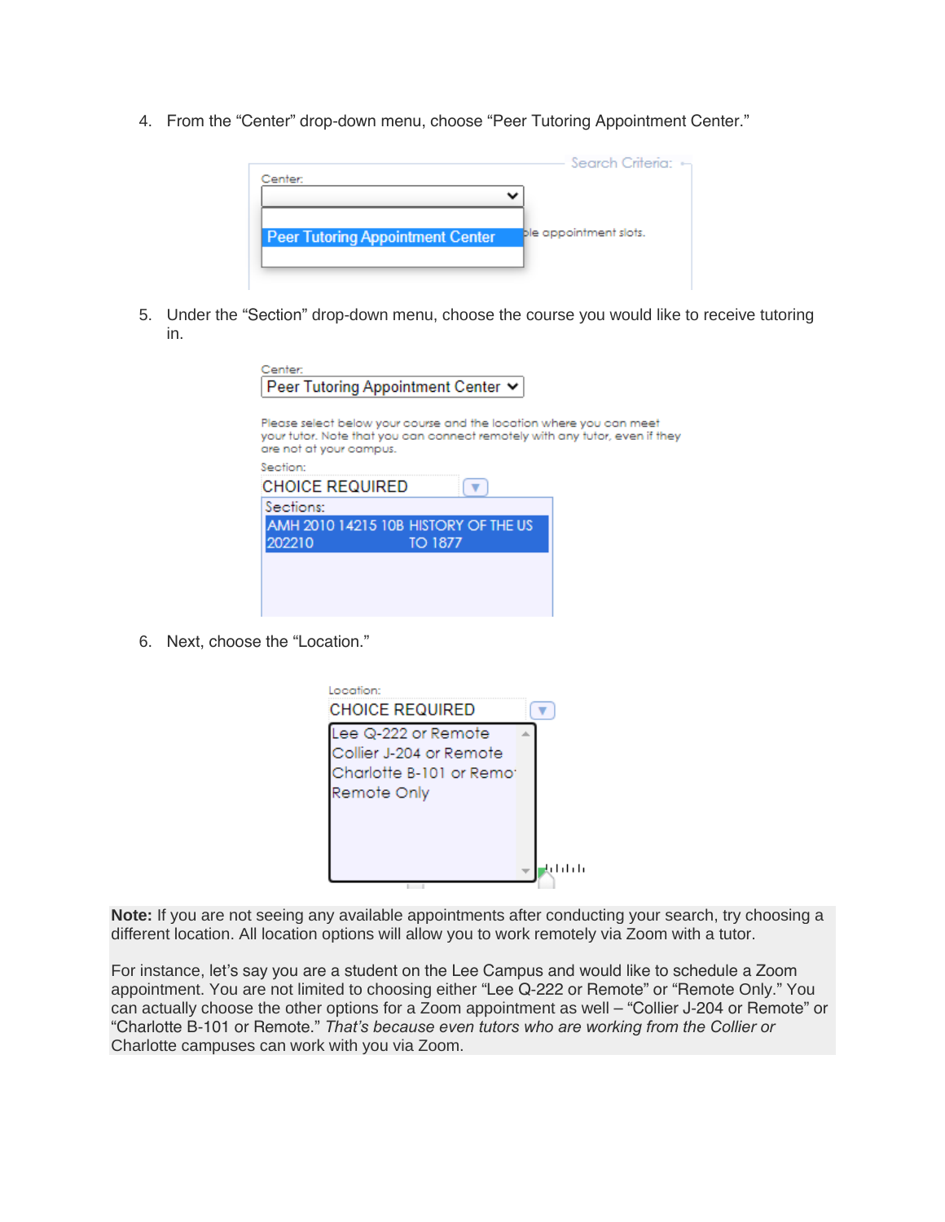4. From the “Center” drop-down menu, choose “Peer Tutoring Appointment Center.”

5. Under the “Section” drop-down menu, choose the course you would like to receive tutoring in.

6. Next, choose the “Location.”

**Note:** If you are not seeing any available appointments after conducting your search, try choosing a different location. All location options will allow you to work remotely via Zoom with a tutor.

For instance, let’s say you are a student on the Lee Campus and would like to schedule a Zoom appointment. You are not limited to choosing either “Lee Q-222 or Remote” or “Remote Only.” You can actually choose the other options for a Zoom appointment as well – “Collier J-204 or Remote” or “Charlotte B-101 or Remote.” *That’s because even tutors who are working from the Collier or* Charlotte campuses can work with you via Zoom.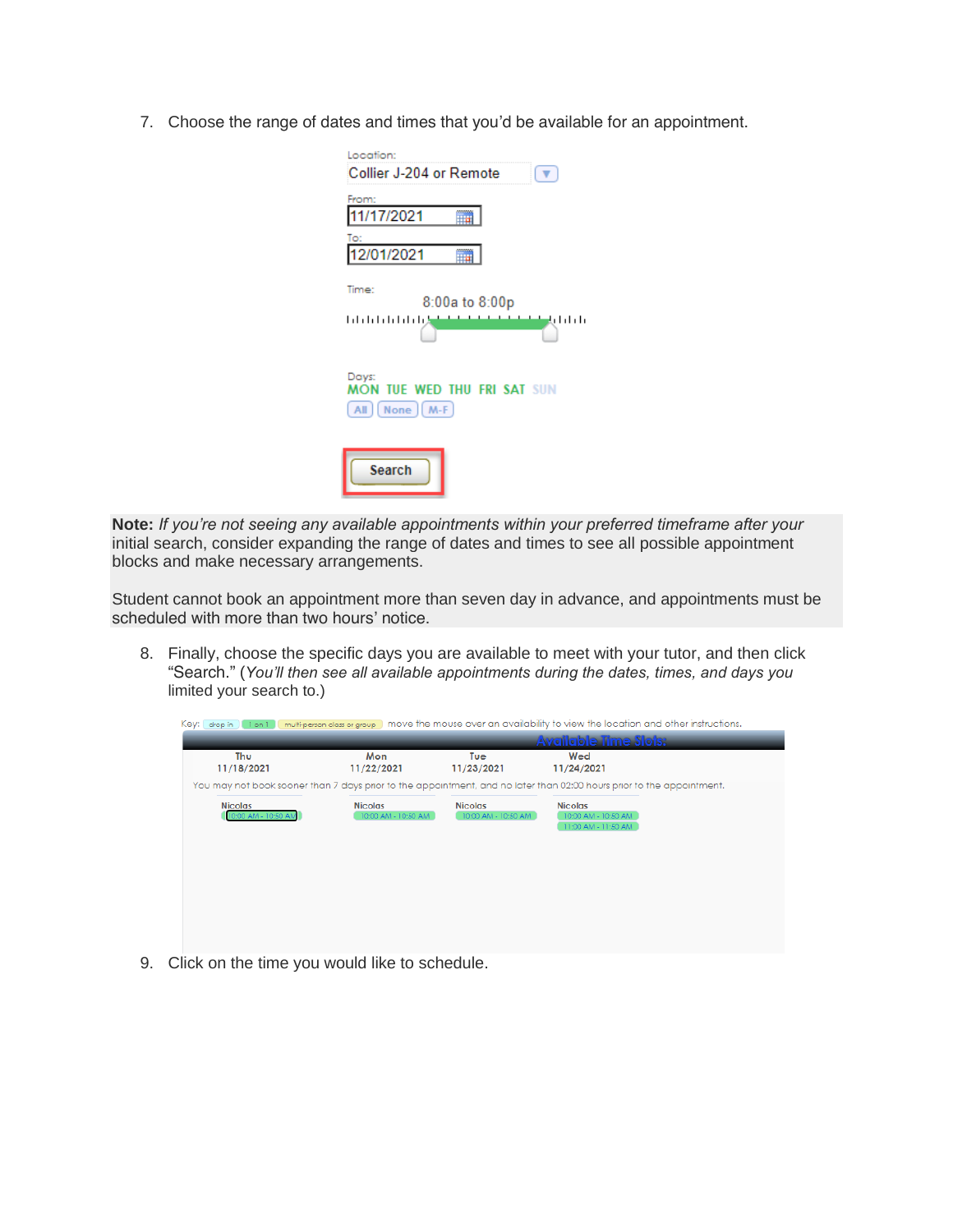7. Choose the range of dates and times that you'd be available for an appointment.

Location:
Collier J-204 or Remote

From:
11/17/2021

To:
12/01/2021

Time:
8:00a to 8:00p

Days:
MON TUE WED THU FRI SAT SUN

All None M-F

Search

**Note:** *If you're not seeing any available appointments within your preferred timeframe after your* initial search, consider expanding the range of dates and times to see all possible appointment blocks and make necessary arrangements.

Student cannot book an appointment more than seven day in advance, and appointments must be scheduled with more than two hours' notice.

8. Finally, choose the specific days you are available to meet with your tutor, and then click "Search." (*You'll then see all available appointments during the dates, times, and days you* limited your search to.)

Key: drop in | 1 on 1 | multi-person class or group — move the mouse over an availability to view the location and other instructions.

Available Time Slots:

| Thu 11/18/2021 | Mon 11/22/2021 | Tue 11/23/2021 | Wed 11/24/2021 |
|---|---|---|---|
| Nicolas | Nicolas | Nicolas | Nicolas |
| 10:00 AM - 10:50 AM | 10:00 AM - 10:50 AM | 10:00 AM - 10:50 AM | 10:00 AM - 10:50 AM |
| | | | 11:00 AM - 11:50 AM |

You may not book sooner than 7 days prior to the appointment, and no later than 02:00 hours prior to the appointment.

9. Click on the time you would like to schedule.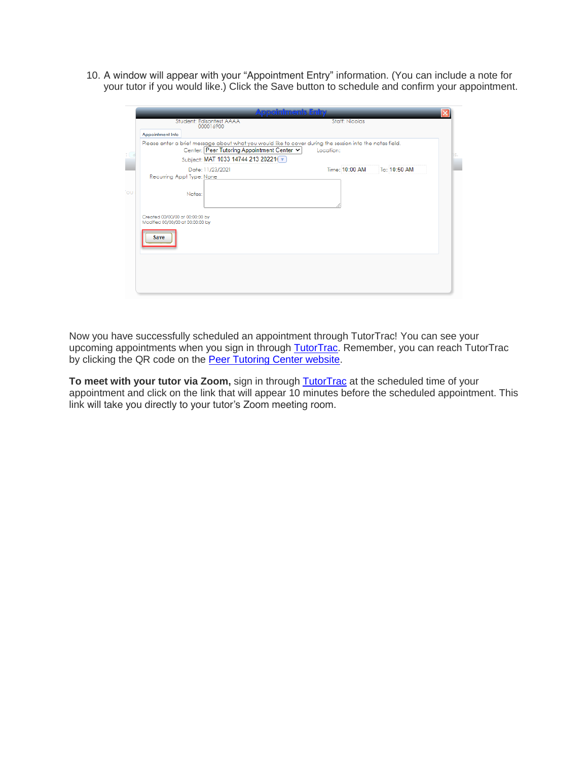10. A window will appear with your "Appointment Entry" information. (You can include a note for your tutor if you would like.) Click the Save button to schedule and confirm your appointment.

Now you have successfully scheduled an appointment through TutorTrac! You can see your upcoming appointments when you sign in through [TutorTrac]. Remember, you can reach TutorTrac by clicking the QR code on the [Peer Tutoring Center website].

**To meet with your tutor via Zoom,** sign in through [TutorTrac] at the scheduled time of your appointment and click on the link that will appear 10 minutes before the scheduled appointment. This link will take you directly to your tutor's Zoom meeting room.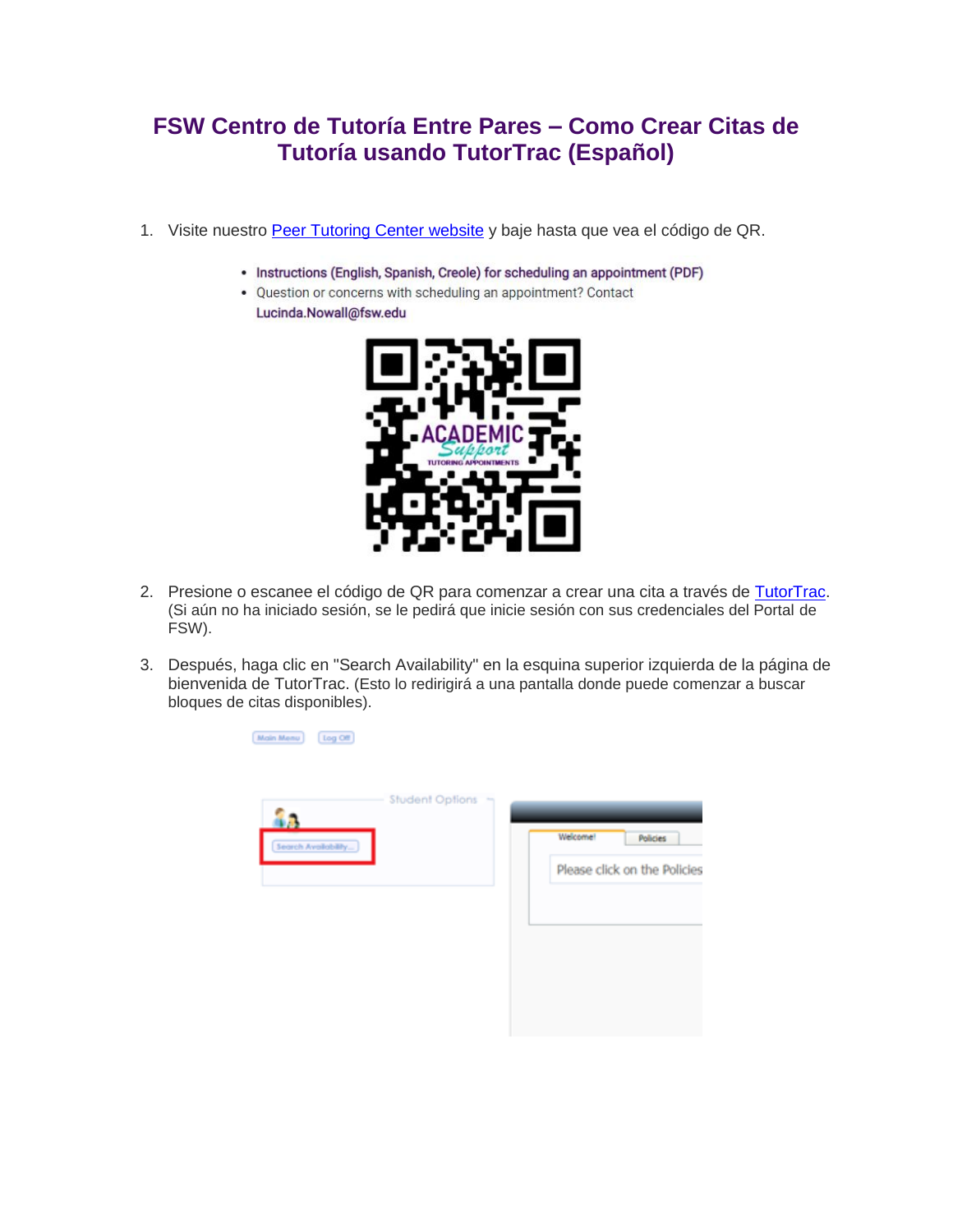# FSW Centro de Tutoría Entre Pares – Como Crear Citas de Tutoría usando TutorTrac (Español)

1. Visite nuestro [Peer Tutoring Center website](#) y baje hasta que vea el código de QR.

   - Instructions (English, Spanish, Creole) for scheduling an appointment (PDF)
   - Question or concerns with scheduling an appointment? Contact Lucinda.Nowall@fsw.edu

2. Presione o escanee el código de QR para comenzar a crear una cita a través de [TutorTrac](#). (Si aún no ha iniciado sesión, se le pedirá que inicie sesión con sus credenciales del Portal de FSW).

3. Después, haga clic en "Search Availability" en la esquina superior izquierda de la página de bienvenida de TutorTrac. (Esto lo redirigirá a una pantalla donde puede comenzar a buscar bloques de citas disponibles).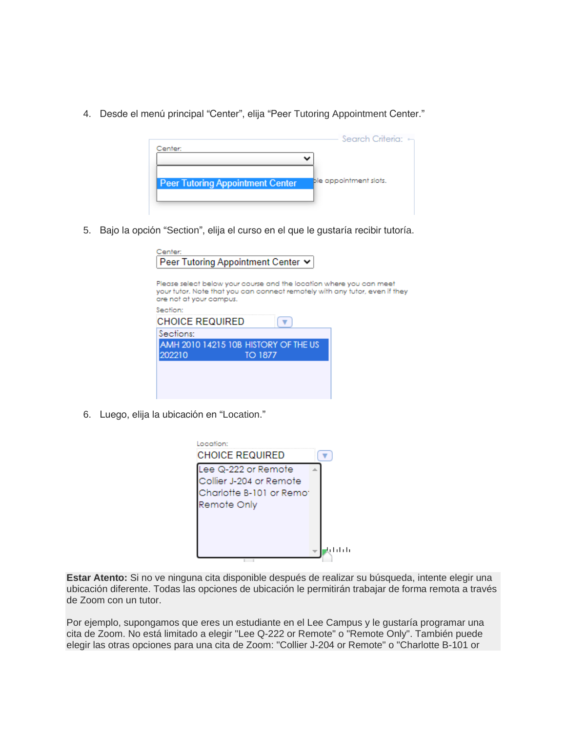4. Desde el menú principal “Center”, elija “Peer Tutoring Appointment Center.”

5. Bajo la opción “Section”, elija el curso en el que le gustaría recibir tutoría.

6. Luego, elija la ubicación en “Location.”

**Estar Atento:** Si no ve ninguna cita disponible después de realizar su búsqueda, intente elegir una ubicación diferente. Todas las opciones de ubicación le permitirán trabajar de forma remota a través de Zoom con un tutor.

Por ejemplo, supongamos que eres un estudiante en el Lee Campus y le gustaría programar una cita de Zoom. No está limitado a elegir "Lee Q-222 or Remote" o "Remote Only". También puede elegir las otras opciones para una cita de Zoom: "Collier J-204 or Remote" o "Charlotte B-101 or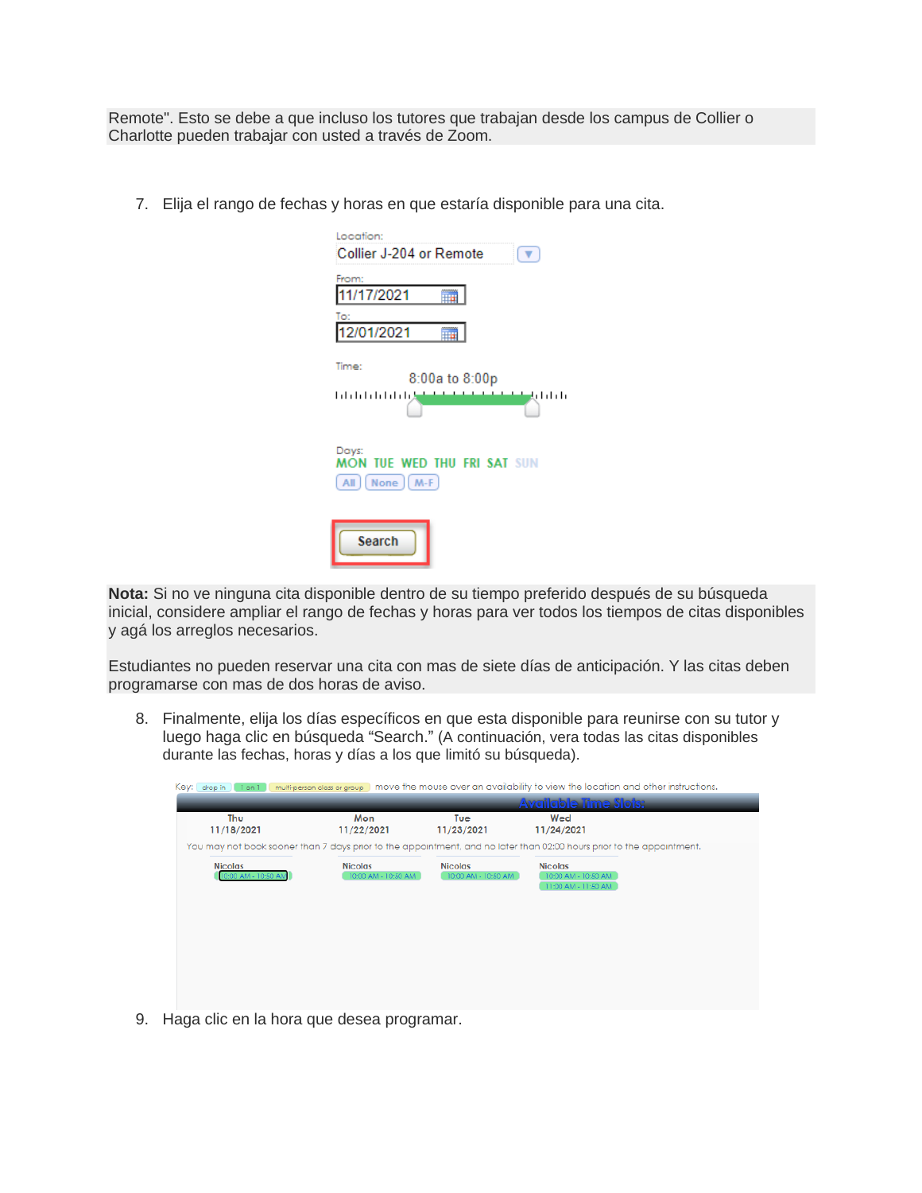Remote". Esto se debe a que incluso los tutores que trabajan desde los campus de Collier o Charlotte pueden trabajar con usted a través de Zoom.

7. Elija el rango de fechas y horas en que estaría disponible para una cita.

**Nota:** Si no ve ninguna cita disponible dentro de su tiempo preferido después de su búsqueda inicial, considere ampliar el rango de fechas y horas para ver todos los tiempos de citas disponibles y agá los arreglos necesarios.

Estudiantes no pueden reservar una cita con mas de siete días de anticipación. Y las citas deben programarse con mas de dos horas de aviso.

8. Finalmente, elija los días específicos en que esta disponible para reunirse con su tutor y luego haga clic en búsqueda "Search." (A continuación, vera todas las citas disponibles durante las fechas, horas y días a los que limitó su búsqueda).

9. Haga clic en la hora que desea programar.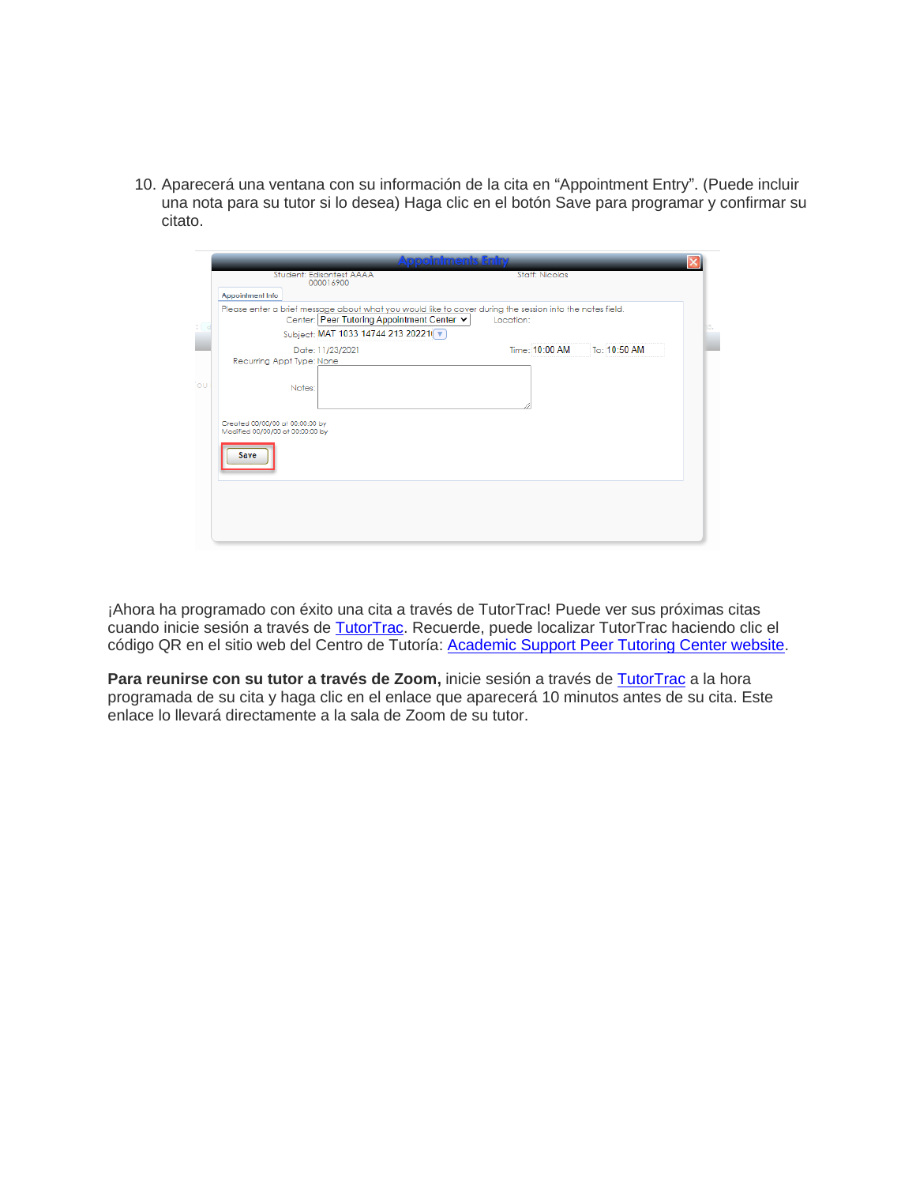10. Aparecerá una ventana con su información de la cita en “Appointment Entry”. (Puede incluir una nota para su tutor si lo desea) Haga clic en el botón Save para programar y confirmar su citato.

¡Ahora ha programado con éxito una cita a través de TutorTrac! Puede ver sus próximas citas cuando inicie sesión a través de TutorTrac. Recuerde, puede localizar TutorTrac haciendo clic el código QR en el sitio web del Centro de Tutoría: Academic Support Peer Tutoring Center website.

**Para reunirse con su tutor a través de Zoom,** inicie sesión a través de TutorTrac a la hora programada de su cita y haga clic en el enlace que aparecerá 10 minutos antes de su cita. Este enlace lo llevará directamente a la sala de Zoom de su tutor.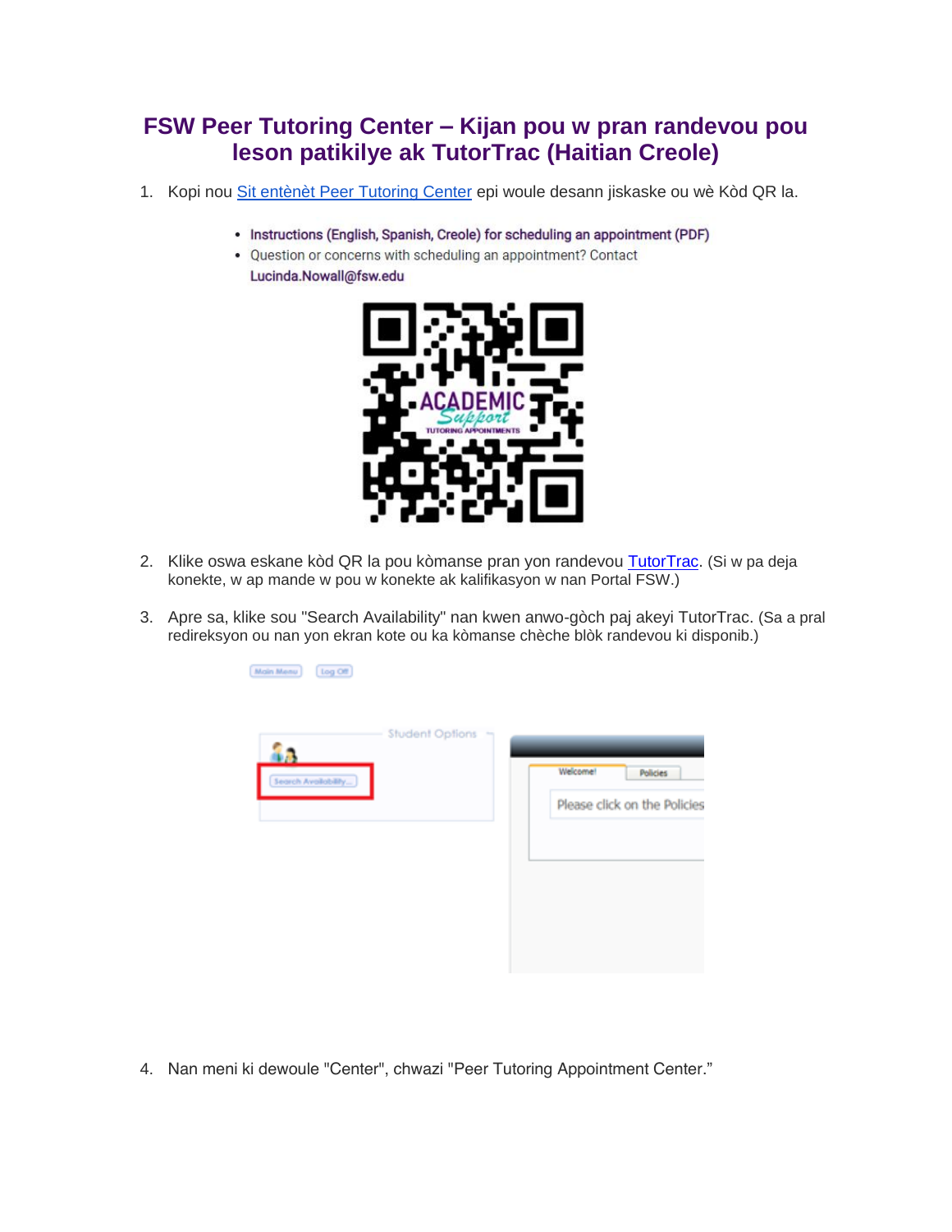# FSW Peer Tutoring Center – Kijan pou w pran randevou pou leson patikilye ak TutorTrac (Haitian Creole)

1. Kopi nou [Sit entènèt Peer Tutoring Center] epi woule desann jiskaske ou wè Kòd QR la.

   - Instructions (English, Spanish, Creole) for scheduling an appointment (PDF)
   - Question or concerns with scheduling an appointment? Contact Lucinda.Nowall@fsw.edu

2. Klike oswa eskane kòd QR la pou kòmanse pran yon randevou [TutorTrac]. (Si w pa deja konekte, w ap mande w pou w konekte ak kalifikasyon w nan Portal FSW.)

3. Apre sa, klike sou "Search Availability" nan kwen anwo-gòch paj akeyi TutorTrac. (Sa a pral redireksyon ou nan yon ekran kote ou ka kòmanse chèche blòk randevou ki disponib.)

4. Nan meni ki dewoule "Center", chwazi "Peer Tutoring Appointment Center."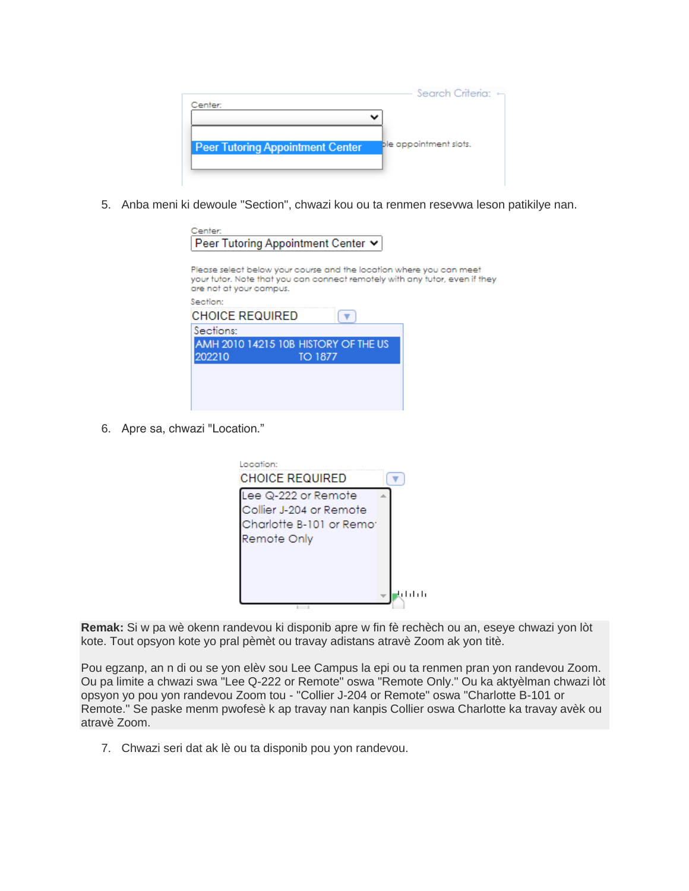5. Anba meni ki dewoule "Section", chwazi kou ou ta renmen resevwa leson patikilye nan.

6. Apre sa, chwazi "Location."

**Remak:** Si w pa wè okenn randevou ki disponib apre w fin fè rechèch ou an, eseye chwazi yon lòt kote. Tout opsyon kote yo pral pèmèt ou travay adistans atravè Zoom ak yon titè.

Pou egzanp, an n di ou se yon elèv sou Lee Campus la epi ou ta renmen pran yon randevou Zoom. Ou pa limite a chwazi swa "Lee Q-222 or Remote" oswa "Remote Only." Ou ka aktyèlman chwazi lòt opsyon yo pou yon randevou Zoom tou - "Collier J-204 or Remote" oswa "Charlotte B-101 or Remote." Se paske menm pwofesè k ap travay nan kanpis Collier oswa Charlotte ka travay avèk ou atravè Zoom.

7. Chwazi seri dat ak lè ou ta disponib pou yon randevou.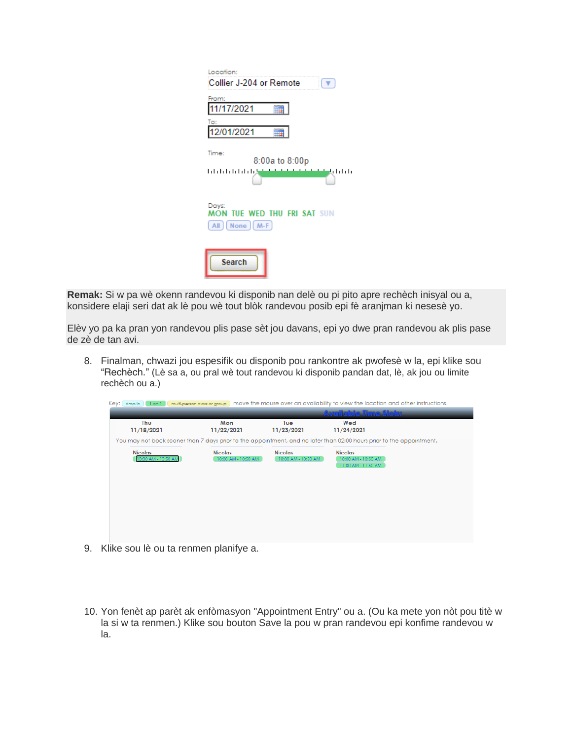Location:
Collier J-204 or Remote

From:
11/17/2021

To:
12/01/2021

Time:
8:00a to 8:00p

Days:
MON TUE WED THU FRI SAT SUN

All None M-F

Search

**Remak:** Si w pa wè okenn randevou ki disponib nan delè ou pi pito apre rechèch inisyal ou a, konsidere elaji seri dat ak lè pou wè tout blòk randevou posib epi fè aranjman ki nesesè yo.

Elèv yo pa ka pran yon randevou plis pase sèt jou davans, epi yo dwe pran randevou ak plis pase de zè de tan avi.

8. Finalman, chwazi jou espesifik ou disponib pou rankontre ak pwofesè w la, epi klike sou "Rechèch." (Lè sa a, ou pral wè tout randevou ki disponib pandan dat, lè, ak jou ou limite rechèch ou a.)

Key: drop in | 1 on 1 | multi-person class or group | move the mouse over an availability to view the location and other instructions.

Available Time Slots:

| Thu 11/18/2021 | Mon 11/22/2021 | Tue 11/23/2021 | Wed 11/24/2021 |
|---|---|---|---|

You may not book sooner than 7 days prior to the appointment, and no later than 02:00 hours prior to the appointment.

| Nicolas | Nicolas | Nicolas | Nicolas |
|---|---|---|---|
| 10:00 AM - 10:50 AM | 10:00 AM - 10:50 AM | 10:00 AM - 10:50 AM | 10:00 AM - 10:50 AM |
| | | | 11:00 AM - 11:50 AM |

9. Klike sou lè ou ta renmen planifye a.

10. Yon fenèt ap parèt ak enfòmasyon "Appointment Entry" ou a. (Ou ka mete yon nòt pou titè w la si w ta renmen.) Klike sou bouton Save la pou w pran randevou epi konfime randevou w la.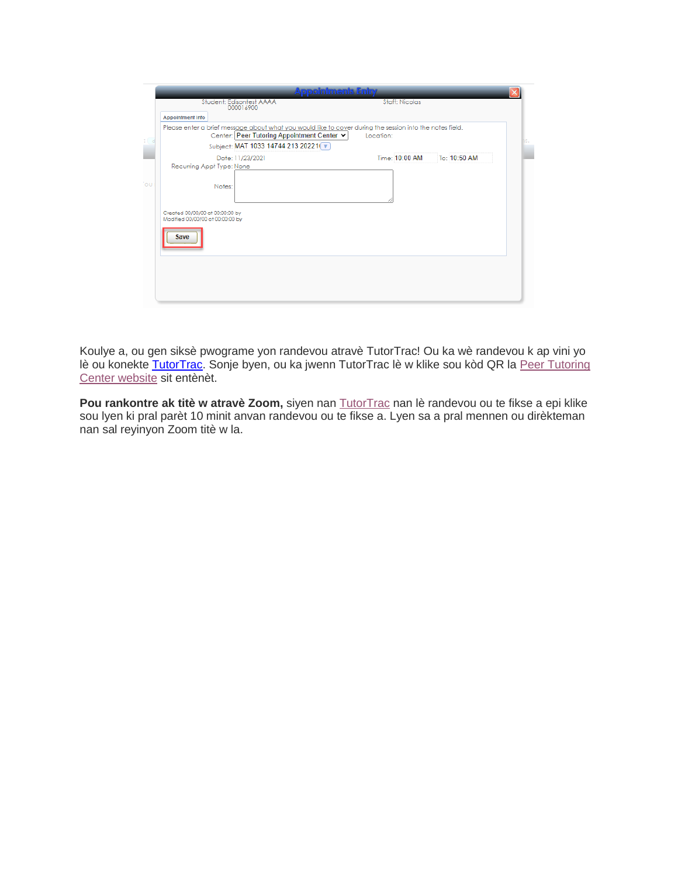Koulye a, ou gen siksè pwograme yon randevou atravè TutorTrac! Ou ka wè randevou k ap vini yo lè ou konekte TutorTrac. Sonje byen, ou ka jwenn TutorTrac lè w klike sou kòd QR la Peer Tutoring Center website sit entènèt.

**Pou rankontre ak titè w atravè Zoom,** siyen nan TutorTrac nan lè randevou ou te fikse a epi klike sou lyen ki pral parèt 10 minit anvan randevou ou te fikse a. Lyen sa a pral mennen ou dirèkteman nan sal reyinyon Zoom titè w la.